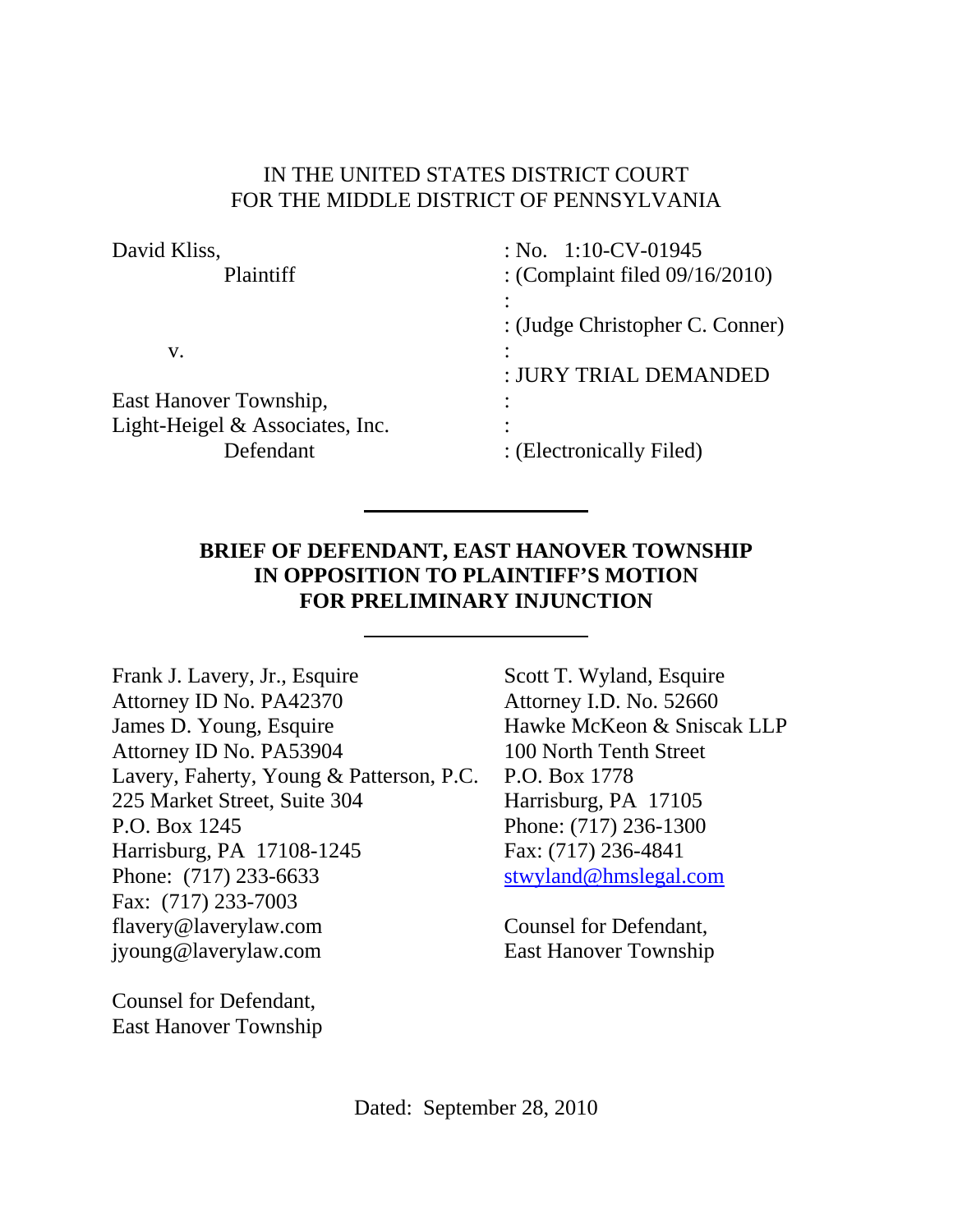IN THE UNITED STATES DISTRICT COURT
FOR THE MIDDLE DISTRICT OF PENNSYLVANIA

| | |
|---|---|
| David Kliss, | : No. 1:10-CV-01945 |
| Plaintiff | : (Complaint filed 09/16/2010) |
| | : |
| | : (Judge Christopher C. Conner) |
| v. | : |
| | : JURY TRIAL DEMANDED |
| East Hanover Township, | : |
| Light-Heigel & Associates, Inc. | : |
| Defendant | : (Electronically Filed) |

---

**BRIEF OF DEFENDANT, EAST HANOVER TOWNSHIP IN OPPOSITION TO PLAINTIFF'S MOTION FOR PRELIMINARY INJUNCTION**

---

Frank J. Lavery, Jr., Esquire
Attorney ID No. PA42370
James D. Young, Esquire
Attorney ID No. PA53904
Lavery, Faherty, Young & Patterson, P.C.
225 Market Street, Suite 304
P.O. Box 1245
Harrisburg, PA 17108-1245
Phone: (717) 233-6633
Fax: (717) 233-7003
flavery@laverylaw.com
jyoung@laverylaw.com

Counsel for Defendant,
East Hanover Township

Scott T. Wyland, Esquire
Attorney I.D. No. 52660
Hawke McKeon & Sniscak LLP
100 North Tenth Street
P.O. Box 1778
Harrisburg, PA 17105
Phone: (717) 236-1300
Fax: (717) 236-4841
stwyland@hmslegal.com

Counsel for Defendant,
East Hanover Township

Dated: September 28, 2010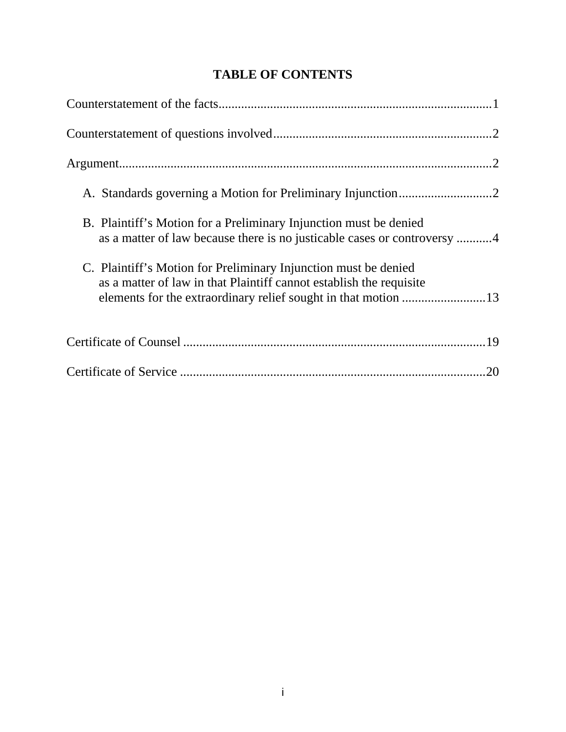# TABLE OF CONTENTS

Counterstatement of the facts....................................................................................1

Counterstatement of questions involved...................................................................2

Argument...................................................................................................................2

A. Standards governing a Motion for Preliminary Injunction.............................2

B. Plaintiff's Motion for a Preliminary Injunction must be denied as a matter of law because there is no justicable cases or controversy ...........4

C. Plaintiff's Motion for Preliminary Injunction must be denied as a matter of law in that Plaintiff cannot establish the requisite elements for the extraordinary relief sought in that motion ..........................13

Certificate of Counsel .............................................................................................19

Certificate of Service ..............................................................................................20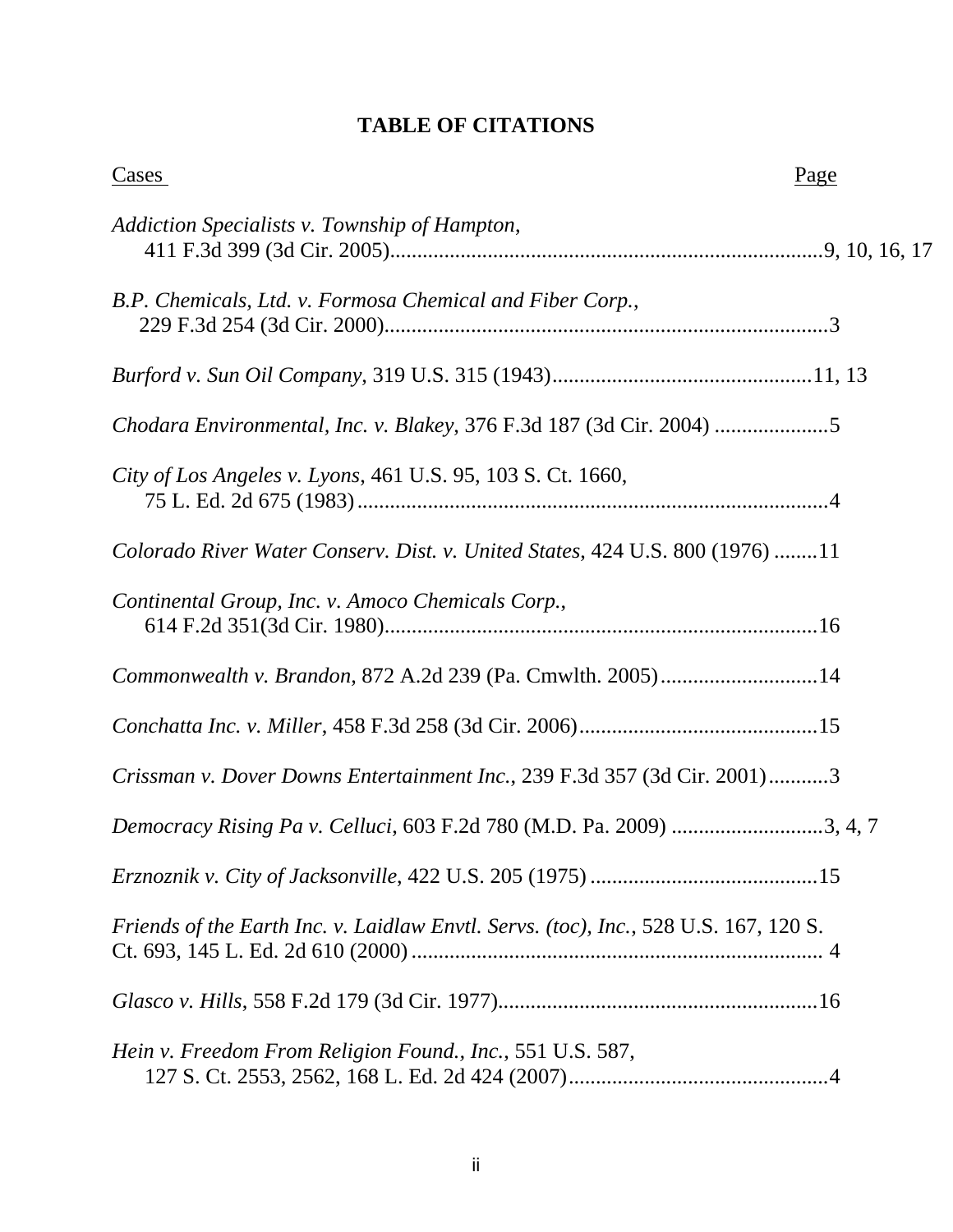# TABLE OF CITATIONS

Cases | Page
---|---
*Addiction Specialists v. Township of Hampton*, 411 F.3d 399 (3d Cir. 2005) | 9, 10, 16, 17
*B.P. Chemicals, Ltd. v. Formosa Chemical and Fiber Corp.*, 229 F.3d 254 (3d Cir. 2000) | 3
*Burford v. Sun Oil Company*, 319 U.S. 315 (1943) | 11, 13
*Chodara Environmental, Inc. v. Blakey*, 376 F.3d 187 (3d Cir. 2004) | 5
*City of Los Angeles v. Lyons*, 461 U.S. 95, 103 S. Ct. 1660, 75 L. Ed. 2d 675 (1983) | 4
*Colorado River Water Conserv. Dist. v. United States*, 424 U.S. 800 (1976) | 11
*Continental Group, Inc. v. Amoco Chemicals Corp.*, 614 F.2d 351(3d Cir. 1980) | 16
*Commonwealth v. Brandon*, 872 A.2d 239 (Pa. Cmwlth. 2005) | 14
*Conchatta Inc. v. Miller*, 458 F.3d 258 (3d Cir. 2006) | 15
*Crissman v. Dover Downs Entertainment Inc.*, 239 F.3d 357 (3d Cir. 2001) | 3
*Democracy Rising Pa v. Celluci*, 603 F.2d 780 (M.D. Pa. 2009) | 3, 4, 7
*Erznoznik v. City of Jacksonville*, 422 U.S. 205 (1975) | 15
*Friends of the Earth Inc. v. Laidlaw Envtl. Servs. (toc), Inc.*, 528 U.S. 167, 120 S. Ct. 693, 145 L. Ed. 2d 610 (2000) | 4
*Glasco v. Hills*, 558 F.2d 179 (3d Cir. 1977) | 16
*Hein v. Freedom From Religion Found., Inc.*, 551 U.S. 587, 127 S. Ct. 2553, 2562, 168 L. Ed. 2d 424 (2007) | 4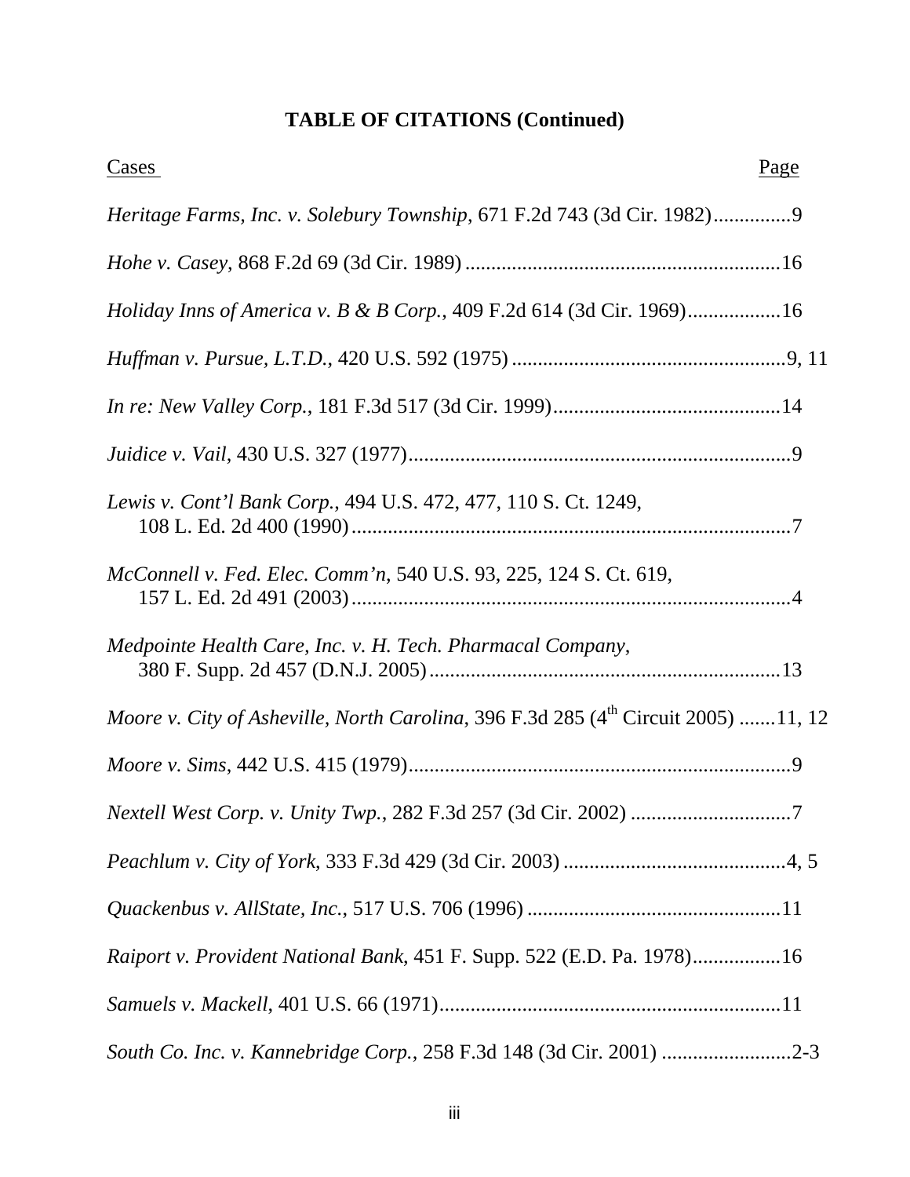**TABLE OF CITATIONS (Continued)**

| Cases | Page |
|---|---|
| *Heritage Farms, Inc. v. Solebury Township*, 671 F.2d 743 (3d Cir. 1982) | 9 |
| *Hohe v. Casey*, 868 F.2d 69 (3d Cir. 1989) | 16 |
| *Holiday Inns of America v. B & B Corp.*, 409 F.2d 614 (3d Cir. 1969) | 16 |
| *Huffman v. Pursue, L.T.D.*, 420 U.S. 592 (1975) | 9, 11 |
| *In re: New Valley Corp.*, 181 F.3d 517 (3d Cir. 1999) | 14 |
| *Juidice v. Vail*, 430 U.S. 327 (1977) | 9 |
| *Lewis v. Cont'l Bank Corp.*, 494 U.S. 472, 477, 110 S. Ct. 1249, 108 L. Ed. 2d 400 (1990) | 7 |
| *McConnell v. Fed. Elec. Comm'n*, 540 U.S. 93, 225, 124 S. Ct. 619, 157 L. Ed. 2d 491 (2003) | 4 |
| *Medpointe Health Care, Inc. v. H. Tech. Pharmacal Company*, 380 F. Supp. 2d 457 (D.N.J. 2005) | 13 |
| *Moore v. City of Asheville, North Carolina*, 396 F.3d 285 (4th Circuit 2005) | 11, 12 |
| *Moore v. Sims*, 442 U.S. 415 (1979) | 9 |
| *Nextell West Corp. v. Unity Twp.*, 282 F.3d 257 (3d Cir. 2002) | 7 |
| *Peachlum v. City of York*, 333 F.3d 429 (3d Cir. 2003) | 4, 5 |
| *Quackenbus v. AllState, Inc.*, 517 U.S. 706 (1996) | 11 |
| *Raiport v. Provident National Bank*, 451 F. Supp. 522 (E.D. Pa. 1978) | 16 |
| *Samuels v. Mackell*, 401 U.S. 66 (1971) | 11 |
| *South Co. Inc. v. Kannebridge Corp.*, 258 F.3d 148 (3d Cir. 2001) | 2-3 |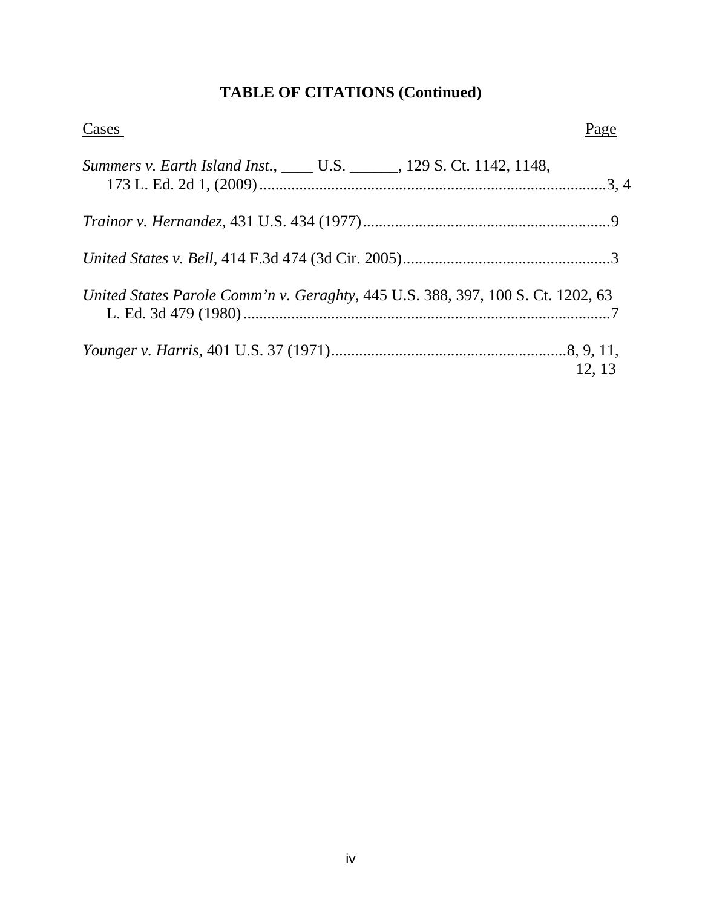## TABLE OF CITATIONS (Continued)

| Cases | Page |
|---|---|
| *Summers v. Earth Island Inst.*, ____ U.S. ______, 129 S. Ct. 1142, 1148, 173 L. Ed. 2d 1, (2009) | 3, 4 |
| *Trainor v. Hernandez*, 431 U.S. 434 (1977) | 9 |
| *United States v. Bell*, 414 F.3d 474 (3d Cir. 2005) | 3 |
| *United States Parole Comm'n v. Geraghty*, 445 U.S. 388, 397, 100 S. Ct. 1202, 63 L. Ed. 3d 479 (1980) | 7 |
| *Younger v. Harris*, 401 U.S. 37 (1971) | 8, 9, 11, 12, 13 |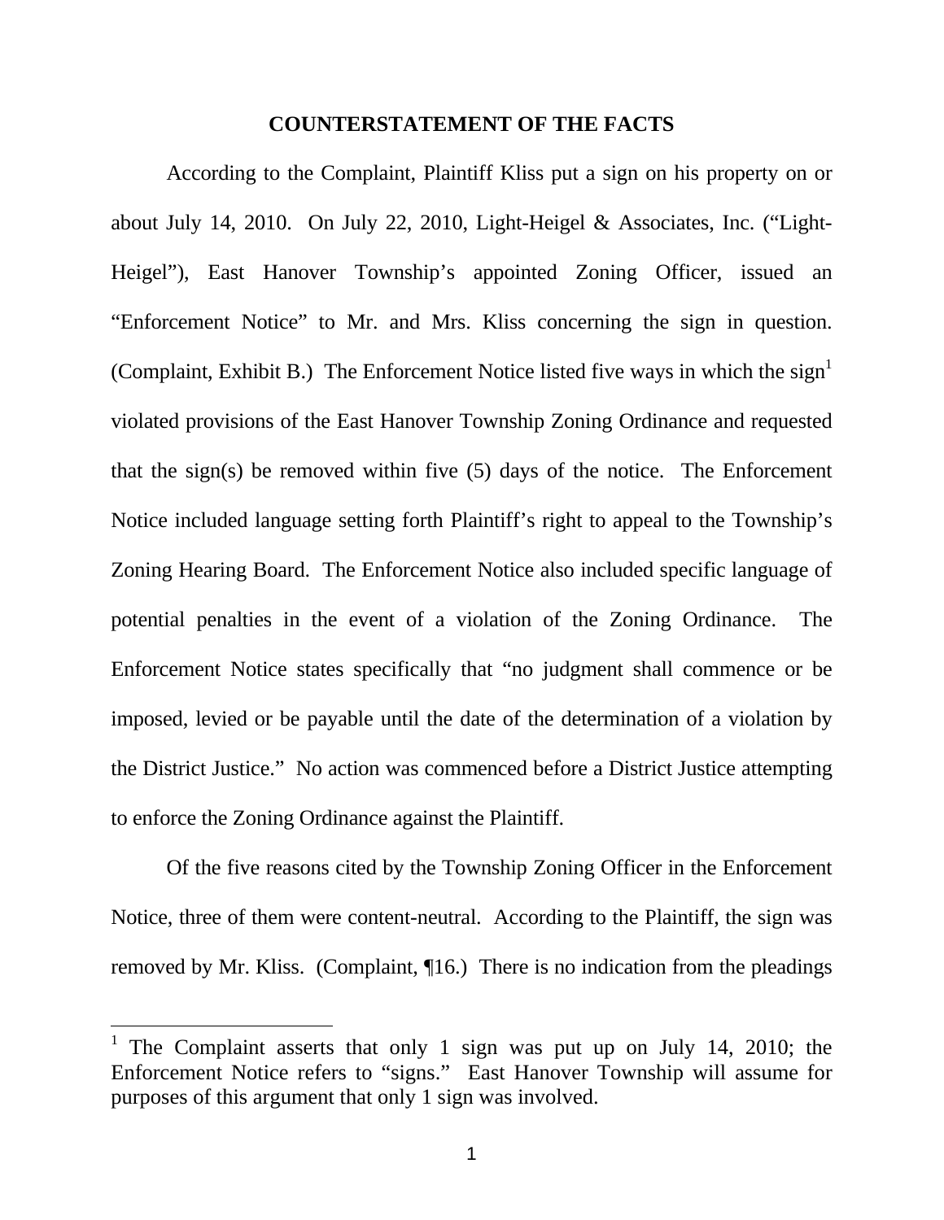## COUNTERSTATEMENT OF THE FACTS

According to the Complaint, Plaintiff Kliss put a sign on his property on or about July 14, 2010. On July 22, 2010, Light-Heigel & Associates, Inc. ("Light-Heigel"), East Hanover Township's appointed Zoning Officer, issued an "Enforcement Notice" to Mr. and Mrs. Kliss concerning the sign in question. (Complaint, Exhibit B.) The Enforcement Notice listed five ways in which the sign[1] violated provisions of the East Hanover Township Zoning Ordinance and requested that the sign(s) be removed within five (5) days of the notice. The Enforcement Notice included language setting forth Plaintiff's right to appeal to the Township's Zoning Hearing Board. The Enforcement Notice also included specific language of potential penalties in the event of a violation of the Zoning Ordinance. The Enforcement Notice states specifically that "no judgment shall commence or be imposed, levied or be payable until the date of the determination of a violation by the District Justice." No action was commenced before a District Justice attempting to enforce the Zoning Ordinance against the Plaintiff.

Of the five reasons cited by the Township Zoning Officer in the Enforcement Notice, three of them were content-neutral. According to the Plaintiff, the sign was removed by Mr. Kliss. (Complaint, ¶16.) There is no indication from the pleadings

[1] The Complaint asserts that only 1 sign was put up on July 14, 2010; the Enforcement Notice refers to "signs." East Hanover Township will assume for purposes of this argument that only 1 sign was involved.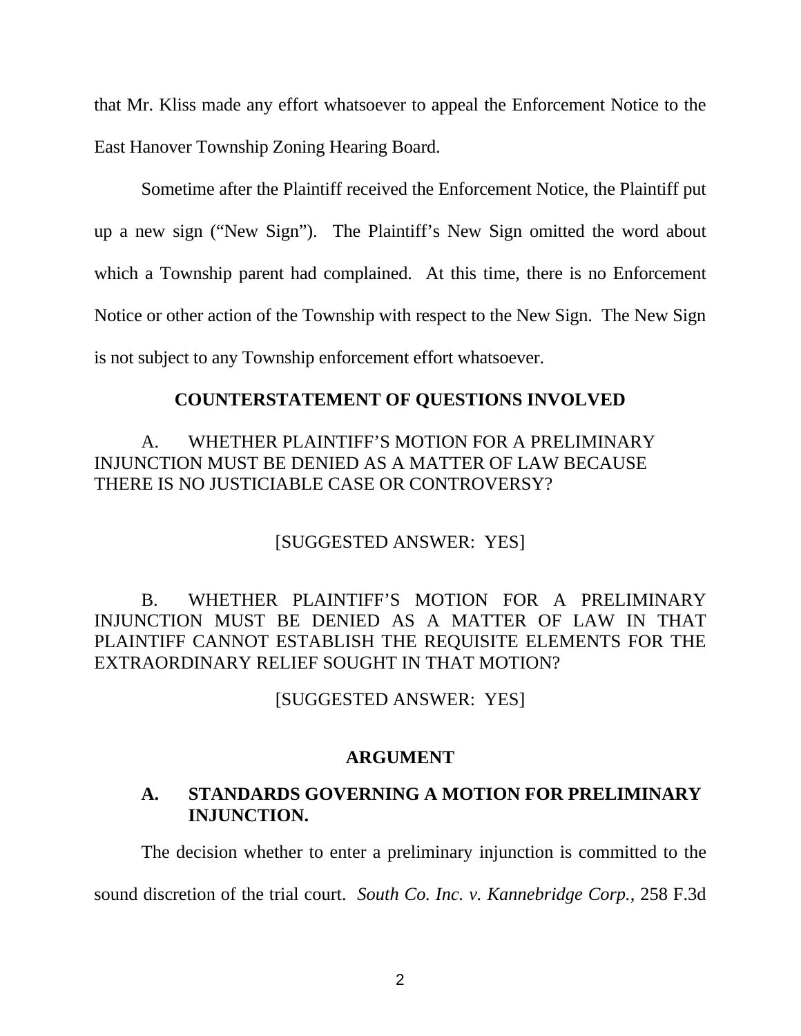that Mr. Kliss made any effort whatsoever to appeal the Enforcement Notice to the East Hanover Township Zoning Hearing Board.

Sometime after the Plaintiff received the Enforcement Notice, the Plaintiff put up a new sign ("New Sign"). The Plaintiff's New Sign omitted the word about which a Township parent had complained. At this time, there is no Enforcement Notice or other action of the Township with respect to the New Sign. The New Sign is not subject to any Township enforcement effort whatsoever.

## COUNTERSTATEMENT OF QUESTIONS INVOLVED

A. WHETHER PLAINTIFF'S MOTION FOR A PRELIMINARY INJUNCTION MUST BE DENIED AS A MATTER OF LAW BECAUSE THERE IS NO JUSTICIABLE CASE OR CONTROVERSY?

[SUGGESTED ANSWER: YES]

B. WHETHER PLAINTIFF'S MOTION FOR A PRELIMINARY INJUNCTION MUST BE DENIED AS A MATTER OF LAW IN THAT PLAINTIFF CANNOT ESTABLISH THE REQUISITE ELEMENTS FOR THE EXTRAORDINARY RELIEF SOUGHT IN THAT MOTION?

[SUGGESTED ANSWER: YES]

## ARGUMENT

### A. STANDARDS GOVERNING A MOTION FOR PRELIMINARY INJUNCTION.

The decision whether to enter a preliminary injunction is committed to the sound discretion of the trial court. *South Co. Inc. v. Kannebridge Corp.*, 258 F.3d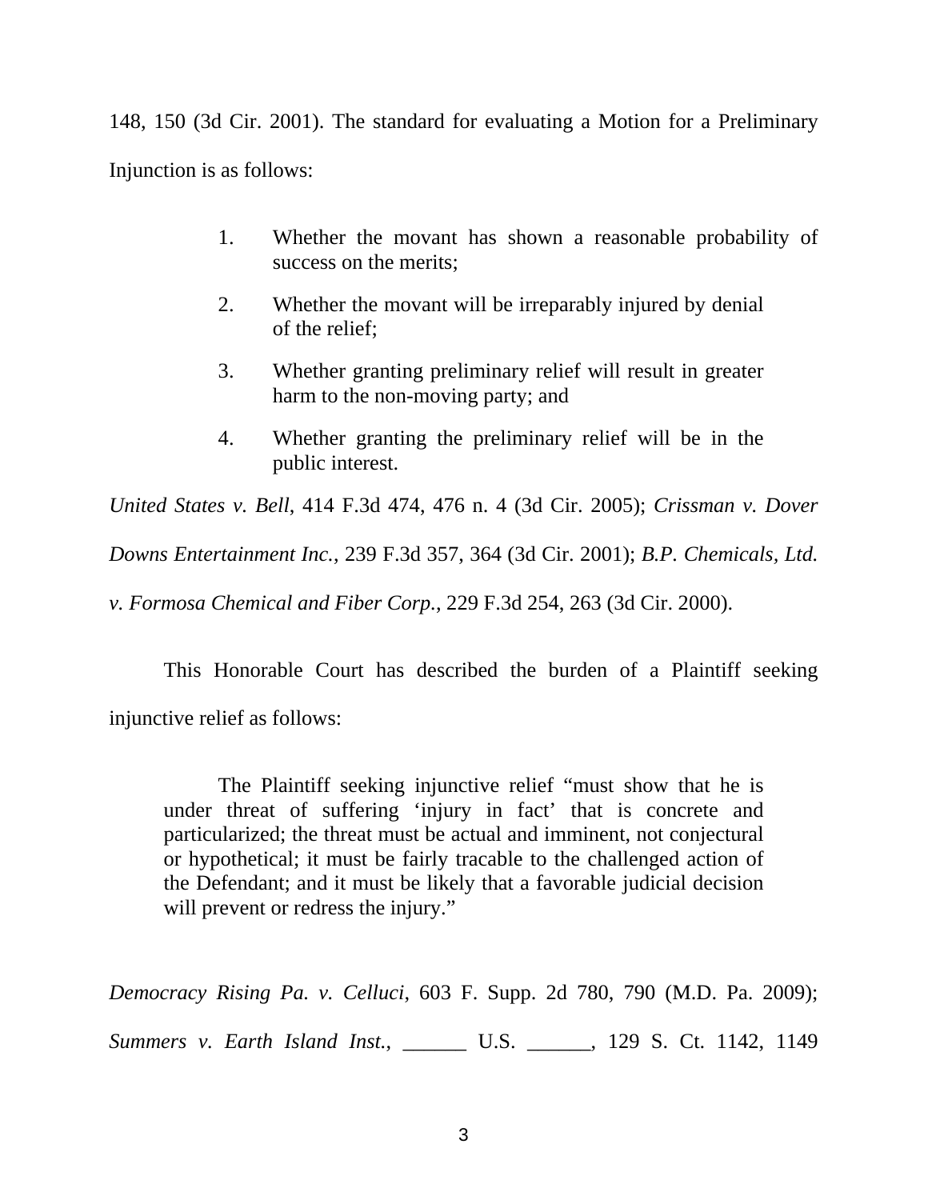148, 150 (3d Cir. 2001). The standard for evaluating a Motion for a Preliminary Injunction is as follows:

> 1. Whether the movant has shown a reasonable probability of success on the merits;
> 2. Whether the movant will be irreparably injured by denial of the relief;
> 3. Whether granting preliminary relief will result in greater harm to the non-moving party; and
> 4. Whether granting the preliminary relief will be in the public interest.

*United States v. Bell*, 414 F.3d 474, 476 n. 4 (3d Cir. 2005); *Crissman v. Dover Downs Entertainment Inc.*, 239 F.3d 357, 364 (3d Cir. 2001); *B.P. Chemicals, Ltd. v. Formosa Chemical and Fiber Corp.*, 229 F.3d 254, 263 (3d Cir. 2000).

This Honorable Court has described the burden of a Plaintiff seeking injunctive relief as follows:

> The Plaintiff seeking injunctive relief "must show that he is under threat of suffering 'injury in fact' that is concrete and particularized; the threat must be actual and imminent, not conjectural or hypothetical; it must be fairly tracable to the challenged action of the Defendant; and it must be likely that a favorable judicial decision will prevent or redress the injury."

*Democracy Rising Pa. v. Celluci*, 603 F. Supp. 2d 780, 790 (M.D. Pa. 2009); *Summers v. Earth Island Inst.*, ______ U.S. ______, 129 S. Ct. 1142, 1149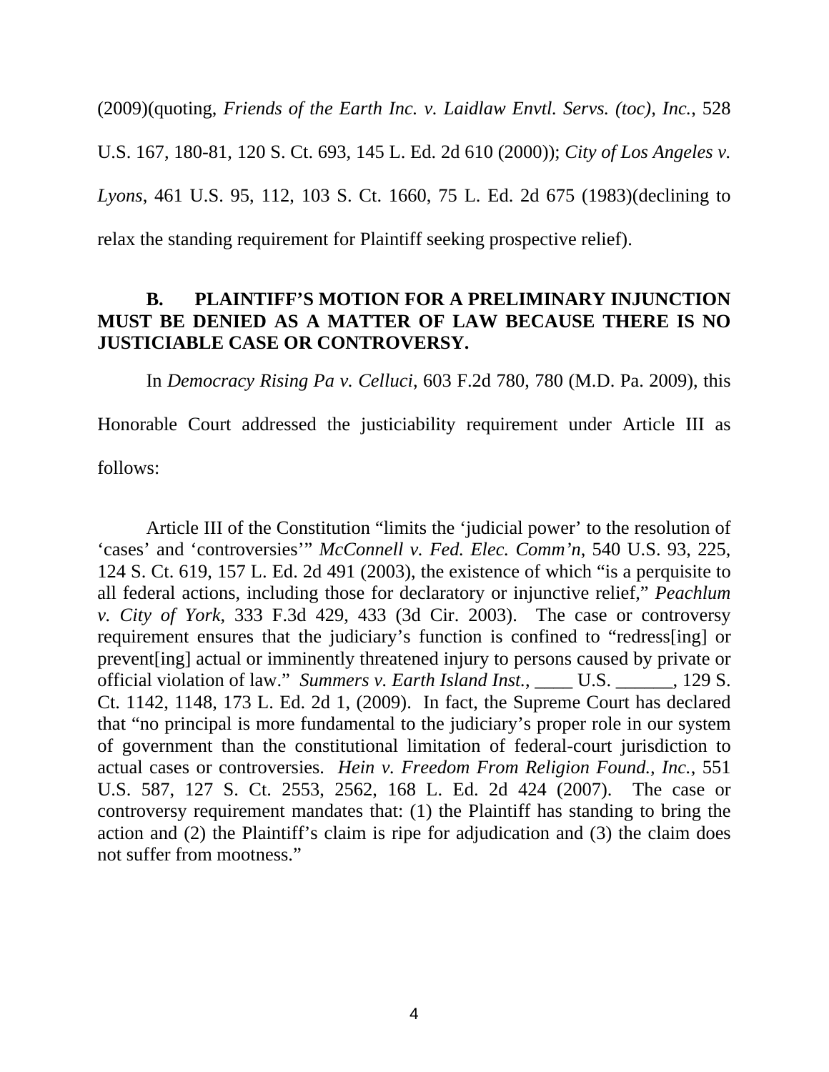(2009)(quoting, *Friends of the Earth Inc. v. Laidlaw Envtl. Servs. (toc), Inc.*, 528 U.S. 167, 180-81, 120 S. Ct. 693, 145 L. Ed. 2d 610 (2000)); *City of Los Angeles v. Lyons*, 461 U.S. 95, 112, 103 S. Ct. 1660, 75 L. Ed. 2d 675 (1983)(declining to relax the standing requirement for Plaintiff seeking prospective relief).

**B. PLAINTIFF'S MOTION FOR A PRELIMINARY INJUNCTION MUST BE DENIED AS A MATTER OF LAW BECAUSE THERE IS NO JUSTICIABLE CASE OR CONTROVERSY.**

In *Democracy Rising Pa v. Celluci*, 603 F.2d 780, 780 (M.D. Pa. 2009), this Honorable Court addressed the justiciability requirement under Article III as follows:

> Article III of the Constitution "limits the 'judicial power' to the resolution of 'cases' and 'controversies'" *McConnell v. Fed. Elec. Comm'n*, 540 U.S. 93, 225, 124 S. Ct. 619, 157 L. Ed. 2d 491 (2003), the existence of which "is a perquisite to all federal actions, including those for declaratory or injunctive relief," *Peachlum v. City of York*, 333 F.3d 429, 433 (3d Cir. 2003). The case or controversy requirement ensures that the judiciary's function is confined to "redress[ing] or prevent[ing] actual or imminently threatened injury to persons caused by private or official violation of law." *Summers v. Earth Island Inst.*, ____ U.S. ______, 129 S. Ct. 1142, 1148, 173 L. Ed. 2d 1, (2009). In fact, the Supreme Court has declared that "no principal is more fundamental to the judiciary's proper role in our system of government than the constitutional limitation of federal-court jurisdiction to actual cases or controversies. *Hein v. Freedom From Religion Found., Inc.*, 551 U.S. 587, 127 S. Ct. 2553, 2562, 168 L. Ed. 2d 424 (2007). The case or controversy requirement mandates that: (1) the Plaintiff has standing to bring the action and (2) the Plaintiff's claim is ripe for adjudication and (3) the claim does not suffer from mootness."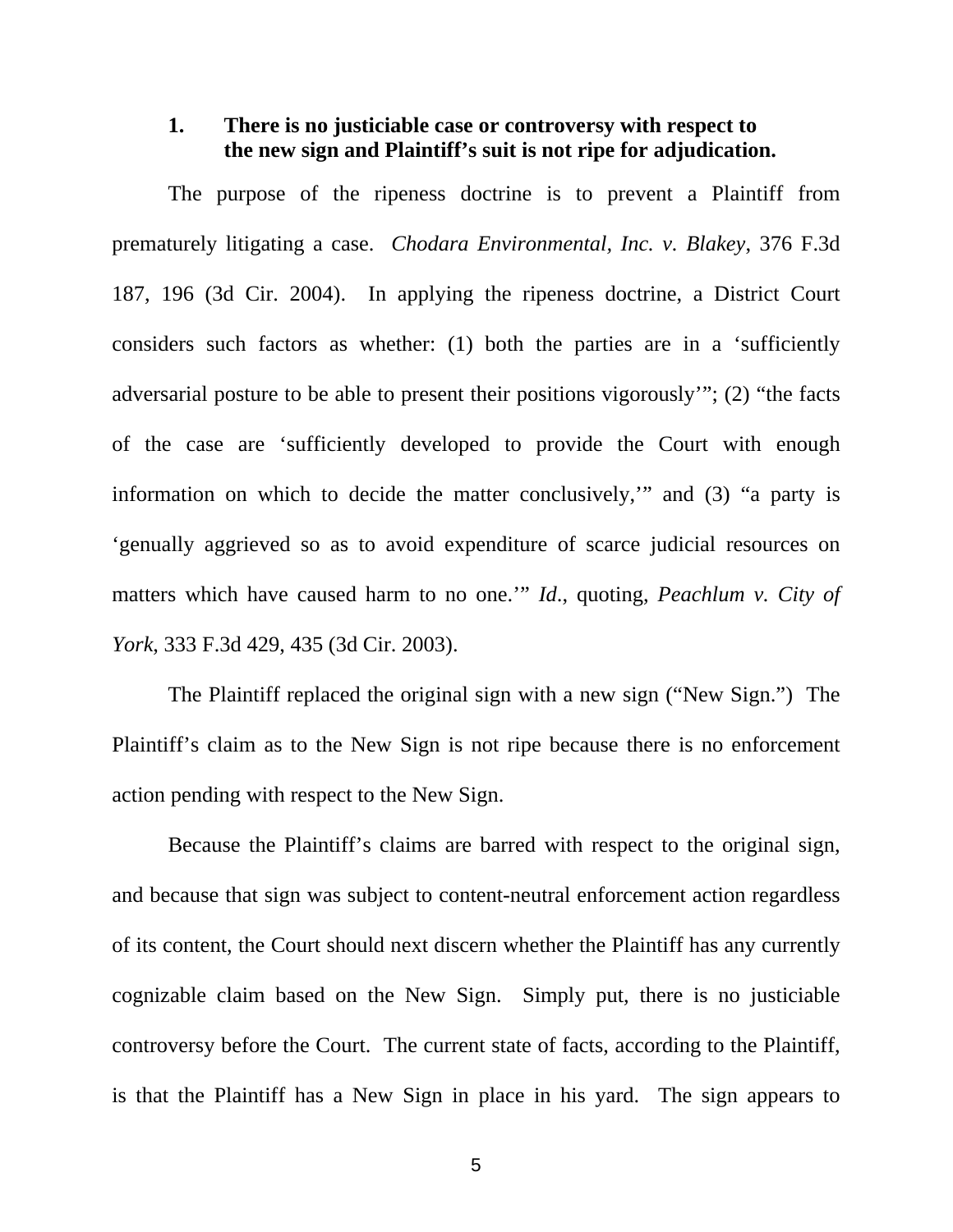### 1. There is no justiciable case or controversy with respect to the new sign and Plaintiff's suit is not ripe for adjudication.

The purpose of the ripeness doctrine is to prevent a Plaintiff from prematurely litigating a case. *Chodara Environmental, Inc. v. Blakey*, 376 F.3d 187, 196 (3d Cir. 2004). In applying the ripeness doctrine, a District Court considers such factors as whether: (1) both the parties are in a 'sufficiently adversarial posture to be able to present their positions vigorously'"; (2) "the facts of the case are 'sufficiently developed to provide the Court with enough information on which to decide the matter conclusively,'" and (3) "a party is 'genually aggrieved so as to avoid expenditure of scarce judicial resources on matters which have caused harm to no one.'" *Id.*, quoting, *Peachlum v. City of York*, 333 F.3d 429, 435 (3d Cir. 2003).

The Plaintiff replaced the original sign with a new sign ("New Sign.") The Plaintiff's claim as to the New Sign is not ripe because there is no enforcement action pending with respect to the New Sign.

Because the Plaintiff's claims are barred with respect to the original sign, and because that sign was subject to content-neutral enforcement action regardless of its content, the Court should next discern whether the Plaintiff has any currently cognizable claim based on the New Sign. Simply put, there is no justiciable controversy before the Court. The current state of facts, according to the Plaintiff, is that the Plaintiff has a New Sign in place in his yard. The sign appears to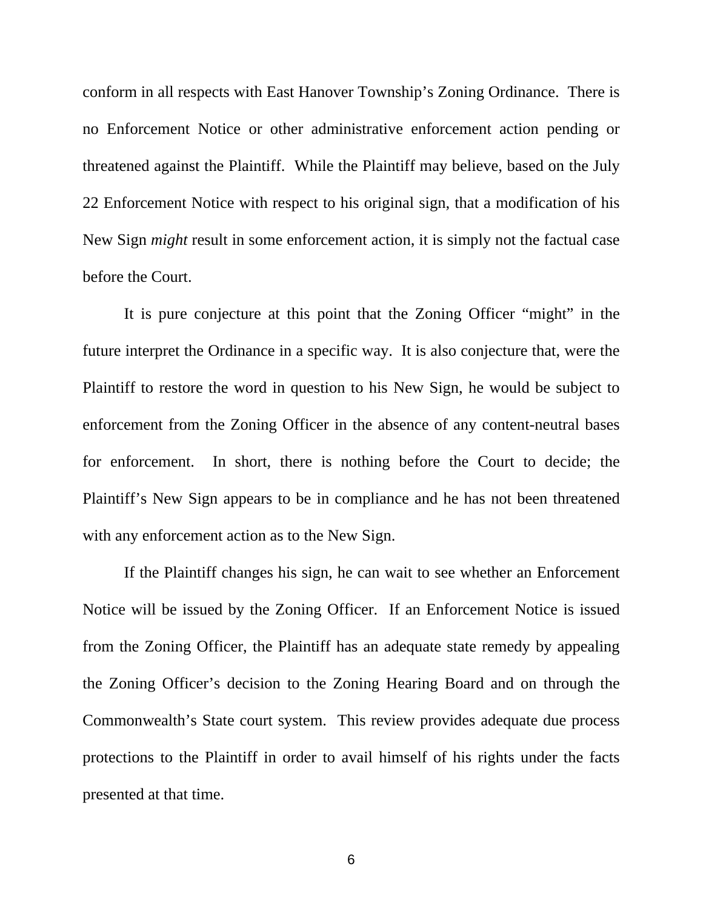conform in all respects with East Hanover Township's Zoning Ordinance. There is no Enforcement Notice or other administrative enforcement action pending or threatened against the Plaintiff. While the Plaintiff may believe, based on the July 22 Enforcement Notice with respect to his original sign, that a modification of his New Sign *might* result in some enforcement action, it is simply not the factual case before the Court.

It is pure conjecture at this point that the Zoning Officer "might" in the future interpret the Ordinance in a specific way. It is also conjecture that, were the Plaintiff to restore the word in question to his New Sign, he would be subject to enforcement from the Zoning Officer in the absence of any content-neutral bases for enforcement. In short, there is nothing before the Court to decide; the Plaintiff's New Sign appears to be in compliance and he has not been threatened with any enforcement action as to the New Sign.

If the Plaintiff changes his sign, he can wait to see whether an Enforcement Notice will be issued by the Zoning Officer. If an Enforcement Notice is issued from the Zoning Officer, the Plaintiff has an adequate state remedy by appealing the Zoning Officer's decision to the Zoning Hearing Board and on through the Commonwealth's State court system. This review provides adequate due process protections to the Plaintiff in order to avail himself of his rights under the facts presented at that time.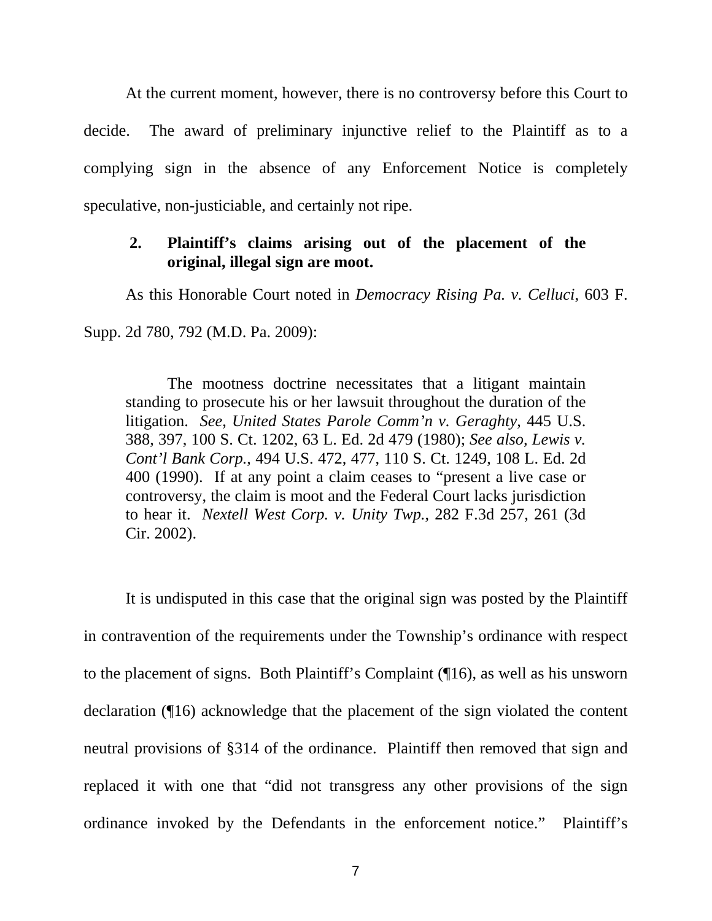At the current moment, however, there is no controversy before this Court to decide. The award of preliminary injunctive relief to the Plaintiff as to a complying sign in the absence of any Enforcement Notice is completely speculative, non-justiciable, and certainly not ripe.

### 2. Plaintiff's claims arising out of the placement of the original, illegal sign are moot.

As this Honorable Court noted in *Democracy Rising Pa. v. Celluci*, 603 F. Supp. 2d 780, 792 (M.D. Pa. 2009):

> The mootness doctrine necessitates that a litigant maintain standing to prosecute his or her lawsuit throughout the duration of the litigation. *See*, *United States Parole Comm'n v. Geraghty*, 445 U.S. 388, 397, 100 S. Ct. 1202, 63 L. Ed. 2d 479 (1980); *See also*, *Lewis v. Cont'l Bank Corp.*, 494 U.S. 472, 477, 110 S. Ct. 1249, 108 L. Ed. 2d 400 (1990). If at any point a claim ceases to "present a live case or controversy, the claim is moot and the Federal Court lacks jurisdiction to hear it. *Nextell West Corp. v. Unity Twp.*, 282 F.3d 257, 261 (3d Cir. 2002).

It is undisputed in this case that the original sign was posted by the Plaintiff in contravention of the requirements under the Township's ordinance with respect to the placement of signs. Both Plaintiff's Complaint (¶16), as well as his unsworn declaration (¶16) acknowledge that the placement of the sign violated the content neutral provisions of §314 of the ordinance. Plaintiff then removed that sign and replaced it with one that "did not transgress any other provisions of the sign ordinance invoked by the Defendants in the enforcement notice." Plaintiff's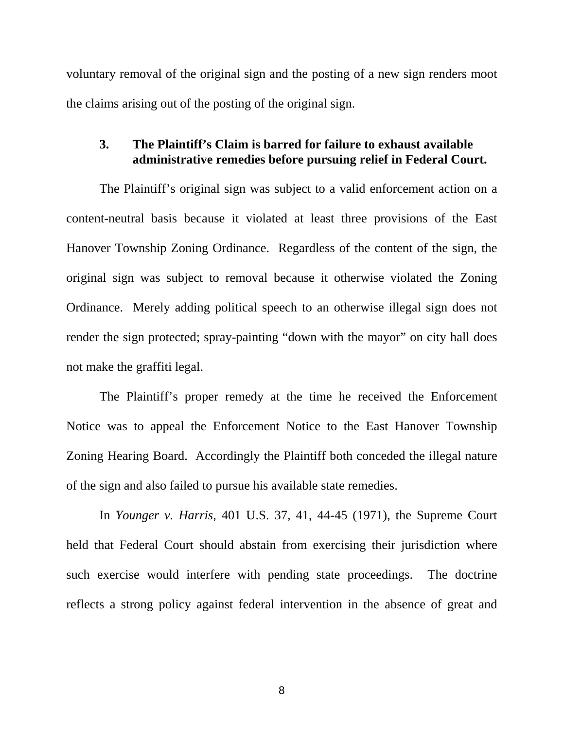voluntary removal of the original sign and the posting of a new sign renders moot the claims arising out of the posting of the original sign.

### 3. The Plaintiff's Claim is barred for failure to exhaust available administrative remedies before pursuing relief in Federal Court.

The Plaintiff's original sign was subject to a valid enforcement action on a content-neutral basis because it violated at least three provisions of the East Hanover Township Zoning Ordinance. Regardless of the content of the sign, the original sign was subject to removal because it otherwise violated the Zoning Ordinance. Merely adding political speech to an otherwise illegal sign does not render the sign protected; spray-painting "down with the mayor" on city hall does not make the graffiti legal.

The Plaintiff's proper remedy at the time he received the Enforcement Notice was to appeal the Enforcement Notice to the East Hanover Township Zoning Hearing Board. Accordingly the Plaintiff both conceded the illegal nature of the sign and also failed to pursue his available state remedies.

In *Younger v. Harris,* 401 U.S. 37, 41, 44-45 (1971), the Supreme Court held that Federal Court should abstain from exercising their jurisdiction where such exercise would interfere with pending state proceedings. The doctrine reflects a strong policy against federal intervention in the absence of great and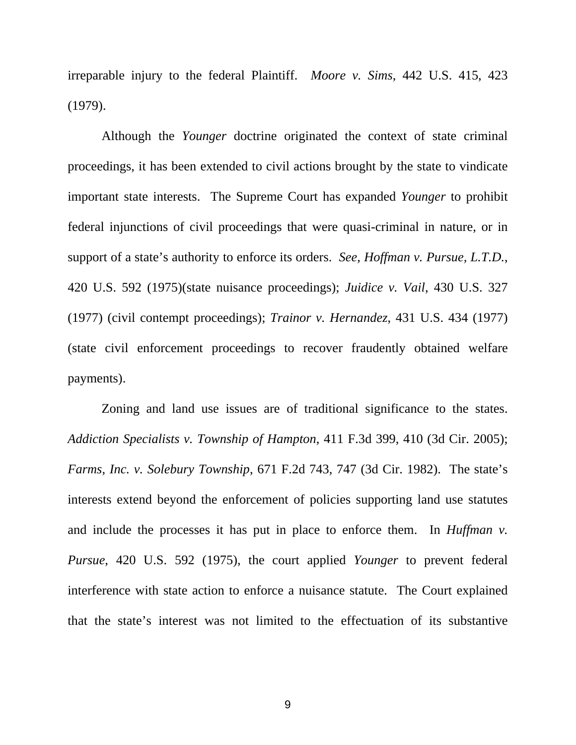irreparable injury to the federal Plaintiff. *Moore v. Sims*, 442 U.S. 415, 423 (1979).

Although the *Younger* doctrine originated the context of state criminal proceedings, it has been extended to civil actions brought by the state to vindicate important state interests. The Supreme Court has expanded *Younger* to prohibit federal injunctions of civil proceedings that were quasi-criminal in nature, or in support of a state's authority to enforce its orders. *See, Hoffman v. Pursue, L.T.D.*, 420 U.S. 592 (1975)(state nuisance proceedings); *Juidice v. Vail*, 430 U.S. 327 (1977) (civil contempt proceedings); *Trainor v. Hernandez*, 431 U.S. 434 (1977) (state civil enforcement proceedings to recover fraudently obtained welfare payments).

Zoning and land use issues are of traditional significance to the states. *Addiction Specialists v. Township of Hampton*, 411 F.3d 399, 410 (3d Cir. 2005); *Farms, Inc. v. Solebury Township*, 671 F.2d 743, 747 (3d Cir. 1982). The state's interests extend beyond the enforcement of policies supporting land use statutes and include the processes it has put in place to enforce them. In *Huffman v. Pursue*, 420 U.S. 592 (1975), the court applied *Younger* to prevent federal interference with state action to enforce a nuisance statute. The Court explained that the state's interest was not limited to the effectuation of its substantive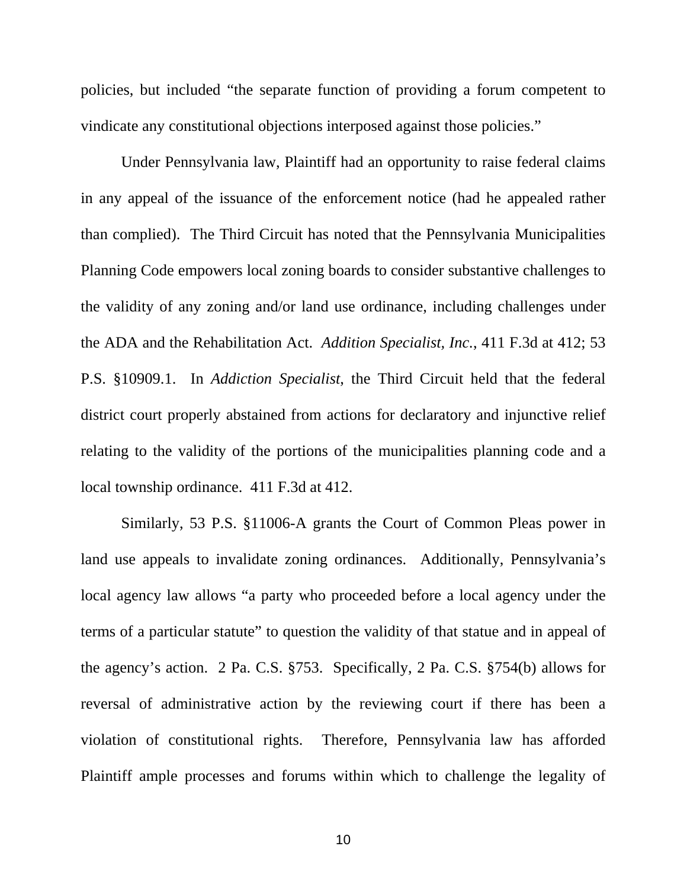policies, but included "the separate function of providing a forum competent to vindicate any constitutional objections interposed against those policies."

Under Pennsylvania law, Plaintiff had an opportunity to raise federal claims in any appeal of the issuance of the enforcement notice (had he appealed rather than complied). The Third Circuit has noted that the Pennsylvania Municipalities Planning Code empowers local zoning boards to consider substantive challenges to the validity of any zoning and/or land use ordinance, including challenges under the ADA and the Rehabilitation Act. *Addition Specialist, Inc.*, 411 F.3d at 412; 53 P.S. §10909.1. In *Addiction Specialist*, the Third Circuit held that the federal district court properly abstained from actions for declaratory and injunctive relief relating to the validity of the portions of the municipalities planning code and a local township ordinance. 411 F.3d at 412.

Similarly, 53 P.S. §11006-A grants the Court of Common Pleas power in land use appeals to invalidate zoning ordinances. Additionally, Pennsylvania's local agency law allows "a party who proceeded before a local agency under the terms of a particular statute" to question the validity of that statue and in appeal of the agency's action. 2 Pa. C.S. §753. Specifically, 2 Pa. C.S. §754(b) allows for reversal of administrative action by the reviewing court if there has been a violation of constitutional rights. Therefore, Pennsylvania law has afforded Plaintiff ample processes and forums within which to challenge the legality of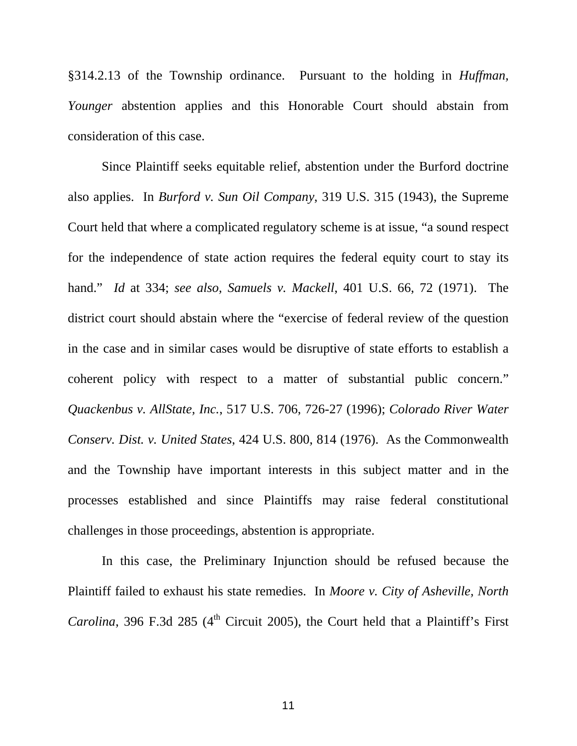§314.2.13 of the Township ordinance. Pursuant to the holding in *Huffman, Younger* abstention applies and this Honorable Court should abstain from consideration of this case.

Since Plaintiff seeks equitable relief, abstention under the Burford doctrine also applies. In *Burford v. Sun Oil Company*, 319 U.S. 315 (1943), the Supreme Court held that where a complicated regulatory scheme is at issue, "a sound respect for the independence of state action requires the federal equity court to stay its hand." *Id* at 334; *see also, Samuels v. Mackell*, 401 U.S. 66, 72 (1971). The district court should abstain where the "exercise of federal review of the question in the case and in similar cases would be disruptive of state efforts to establish a coherent policy with respect to a matter of substantial public concern." *Quackenbus v. AllState, Inc.*, 517 U.S. 706, 726-27 (1996); *Colorado River Water Conserv. Dist. v. United States*, 424 U.S. 800, 814 (1976). As the Commonwealth and the Township have important interests in this subject matter and in the processes established and since Plaintiffs may raise federal constitutional challenges in those proceedings, abstention is appropriate.

In this case, the Preliminary Injunction should be refused because the Plaintiff failed to exhaust his state remedies. In *Moore v. City of Asheville, North Carolina*, 396 F.3d 285 (4th Circuit 2005), the Court held that a Plaintiff's First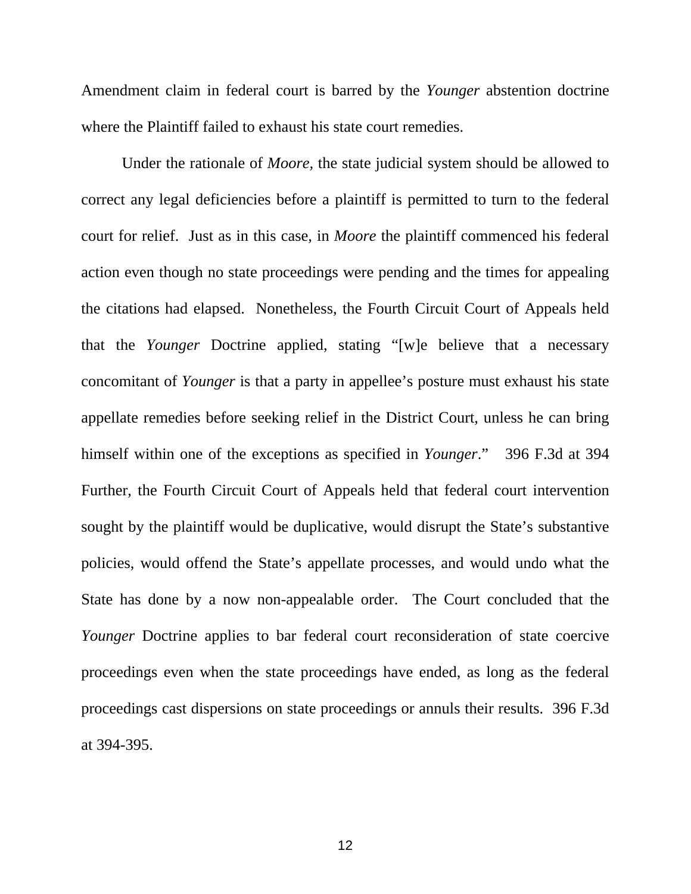Amendment claim in federal court is barred by the *Younger* abstention doctrine where the Plaintiff failed to exhaust his state court remedies.

Under the rationale of *Moore,* the state judicial system should be allowed to correct any legal deficiencies before a plaintiff is permitted to turn to the federal court for relief. Just as in this case, in *Moore* the plaintiff commenced his federal action even though no state proceedings were pending and the times for appealing the citations had elapsed. Nonetheless, the Fourth Circuit Court of Appeals held that the *Younger* Doctrine applied, stating "[w]e believe that a necessary concomitant of *Younger* is that a party in appellee's posture must exhaust his state appellate remedies before seeking relief in the District Court, unless he can bring himself within one of the exceptions as specified in *Younger*." 396 F.3d at 394 Further, the Fourth Circuit Court of Appeals held that federal court intervention sought by the plaintiff would be duplicative, would disrupt the State's substantive policies, would offend the State's appellate processes, and would undo what the State has done by a now non-appealable order. The Court concluded that the *Younger* Doctrine applies to bar federal court reconsideration of state coercive proceedings even when the state proceedings have ended, as long as the federal proceedings cast dispersions on state proceedings or annuls their results. 396 F.3d at 394-395.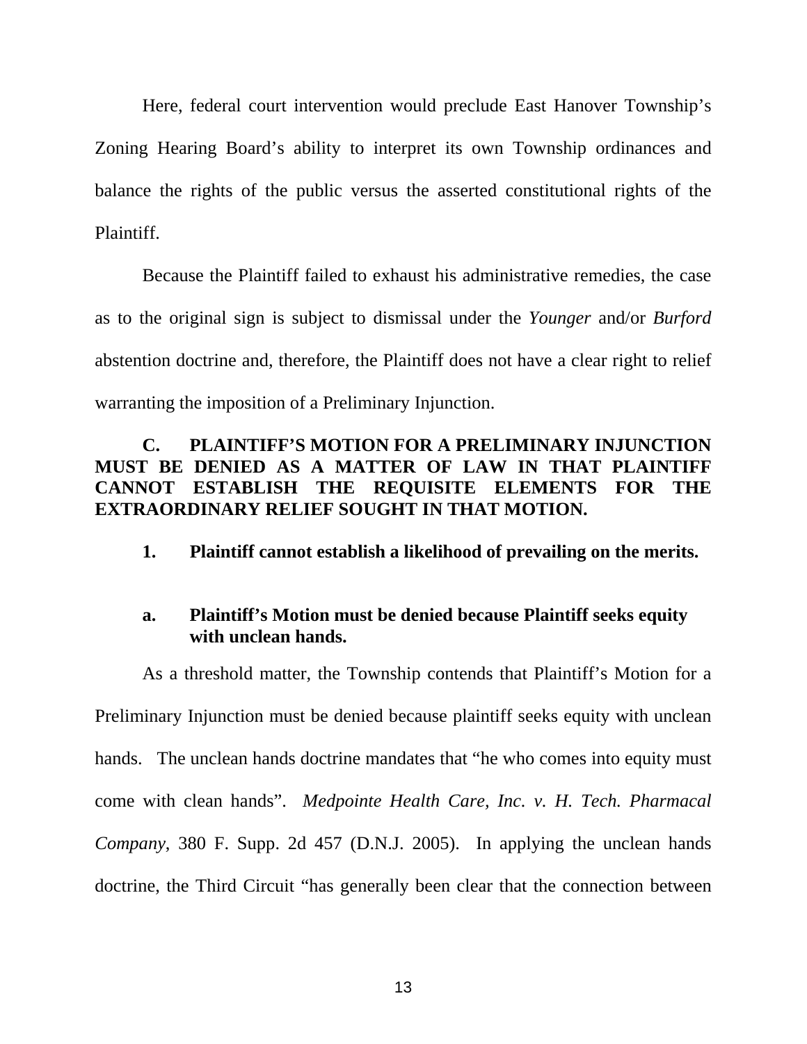Here, federal court intervention would preclude East Hanover Township's Zoning Hearing Board's ability to interpret its own Township ordinances and balance the rights of the public versus the asserted constitutional rights of the Plaintiff.

Because the Plaintiff failed to exhaust his administrative remedies, the case as to the original sign is subject to dismissal under the *Younger* and/or *Burford* abstention doctrine and, therefore, the Plaintiff does not have a clear right to relief warranting the imposition of a Preliminary Injunction.

### C. PLAINTIFF'S MOTION FOR A PRELIMINARY INJUNCTION MUST BE DENIED AS A MATTER OF LAW IN THAT PLAINTIFF CANNOT ESTABLISH THE REQUISITE ELEMENTS FOR THE EXTRAORDINARY RELIEF SOUGHT IN THAT MOTION.

#### 1. Plaintiff cannot establish a likelihood of prevailing on the merits.

##### a. Plaintiff's Motion must be denied because Plaintiff seeks equity with unclean hands.

As a threshold matter, the Township contends that Plaintiff's Motion for a Preliminary Injunction must be denied because plaintiff seeks equity with unclean hands. The unclean hands doctrine mandates that "he who comes into equity must come with clean hands". *Medpointe Health Care, Inc. v. H. Tech. Pharmacal Company*, 380 F. Supp. 2d 457 (D.N.J. 2005). In applying the unclean hands doctrine, the Third Circuit "has generally been clear that the connection between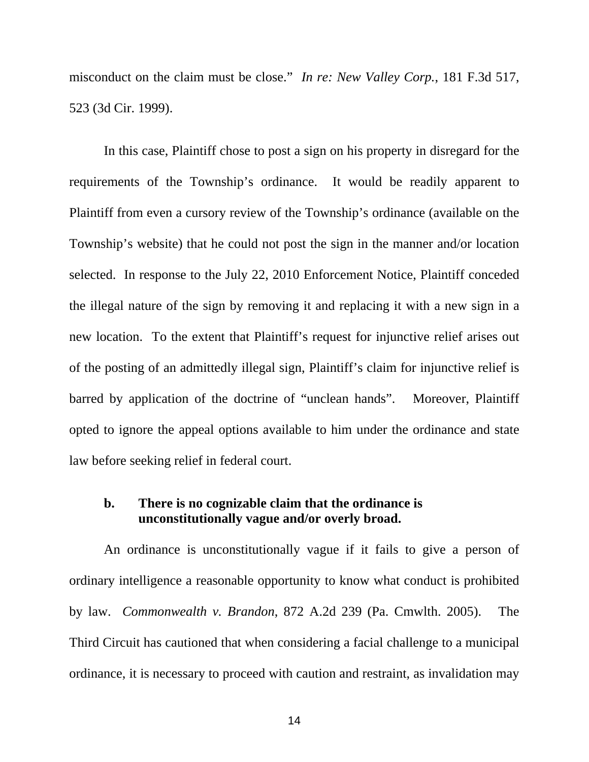misconduct on the claim must be close." *In re: New Valley Corp.*, 181 F.3d 517, 523 (3d Cir. 1999).

In this case, Plaintiff chose to post a sign on his property in disregard for the requirements of the Township's ordinance. It would be readily apparent to Plaintiff from even a cursory review of the Township's ordinance (available on the Township's website) that he could not post the sign in the manner and/or location selected. In response to the July 22, 2010 Enforcement Notice, Plaintiff conceded the illegal nature of the sign by removing it and replacing it with a new sign in a new location. To the extent that Plaintiff's request for injunctive relief arises out of the posting of an admittedly illegal sign, Plaintiff's claim for injunctive relief is barred by application of the doctrine of "unclean hands". Moreover, Plaintiff opted to ignore the appeal options available to him under the ordinance and state law before seeking relief in federal court.

**b. There is no cognizable claim that the ordinance is unconstitutionally vague and/or overly broad.**

An ordinance is unconstitutionally vague if it fails to give a person of ordinary intelligence a reasonable opportunity to know what conduct is prohibited by law. *Commonwealth v. Brandon*, 872 A.2d 239 (Pa. Cmwlth. 2005). The Third Circuit has cautioned that when considering a facial challenge to a municipal ordinance, it is necessary to proceed with caution and restraint, as invalidation may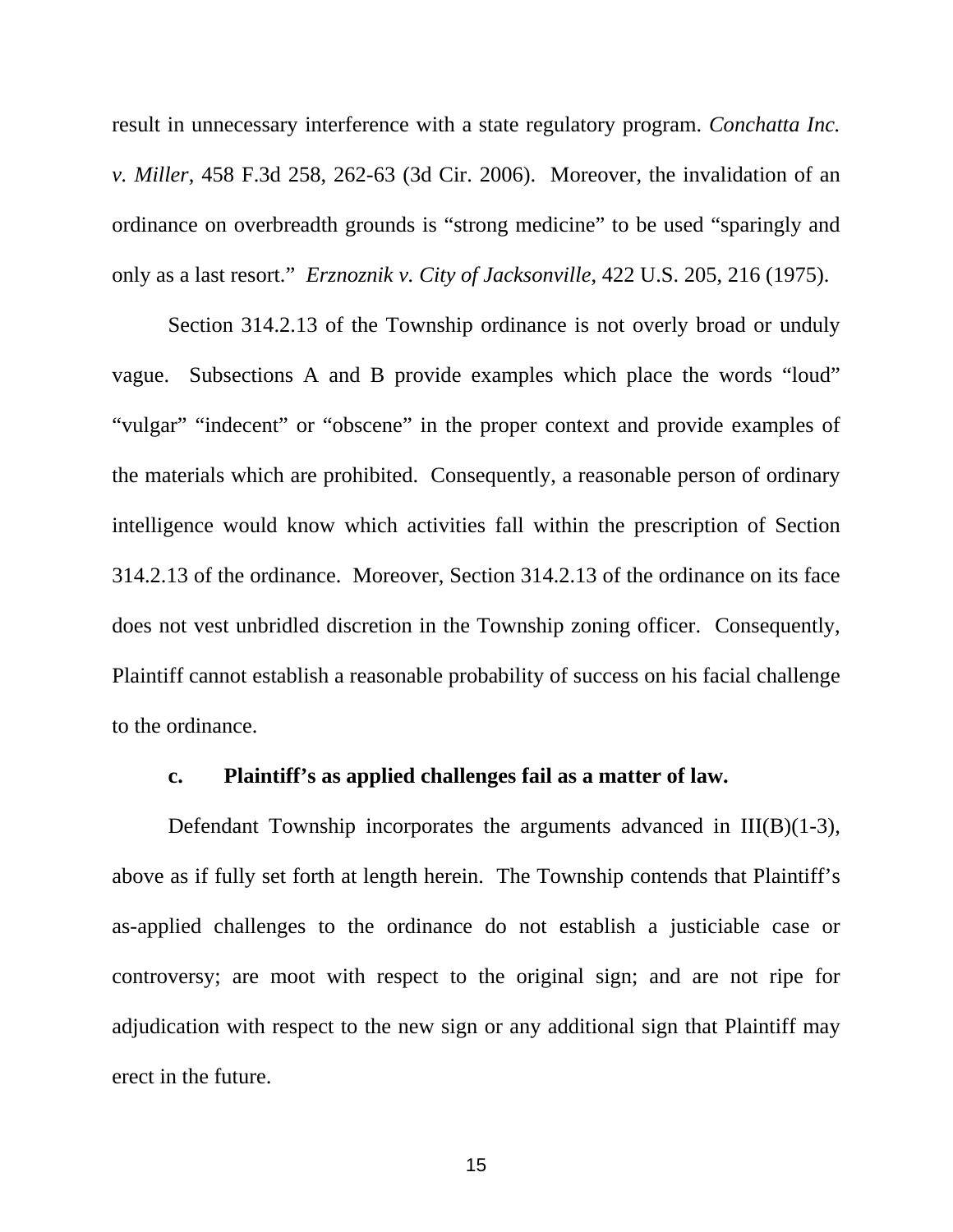result in unnecessary interference with a state regulatory program. *Conchatta Inc. v. Miller*, 458 F.3d 258, 262-63 (3d Cir. 2006). Moreover, the invalidation of an ordinance on overbreadth grounds is "strong medicine" to be used "sparingly and only as a last resort." *Erznoznik v. City of Jacksonville*, 422 U.S. 205, 216 (1975).

Section 314.2.13 of the Township ordinance is not overly broad or unduly vague. Subsections A and B provide examples which place the words "loud" "vulgar" "indecent" or "obscene" in the proper context and provide examples of the materials which are prohibited. Consequently, a reasonable person of ordinary intelligence would know which activities fall within the prescription of Section 314.2.13 of the ordinance. Moreover, Section 314.2.13 of the ordinance on its face does not vest unbridled discretion in the Township zoning officer. Consequently, Plaintiff cannot establish a reasonable probability of success on his facial challenge to the ordinance.

**c. Plaintiff's as applied challenges fail as a matter of law.**

Defendant Township incorporates the arguments advanced in III(B)(1-3), above as if fully set forth at length herein. The Township contends that Plaintiff's as-applied challenges to the ordinance do not establish a justiciable case or controversy; are moot with respect to the original sign; and are not ripe for adjudication with respect to the new sign or any additional sign that Plaintiff may erect in the future.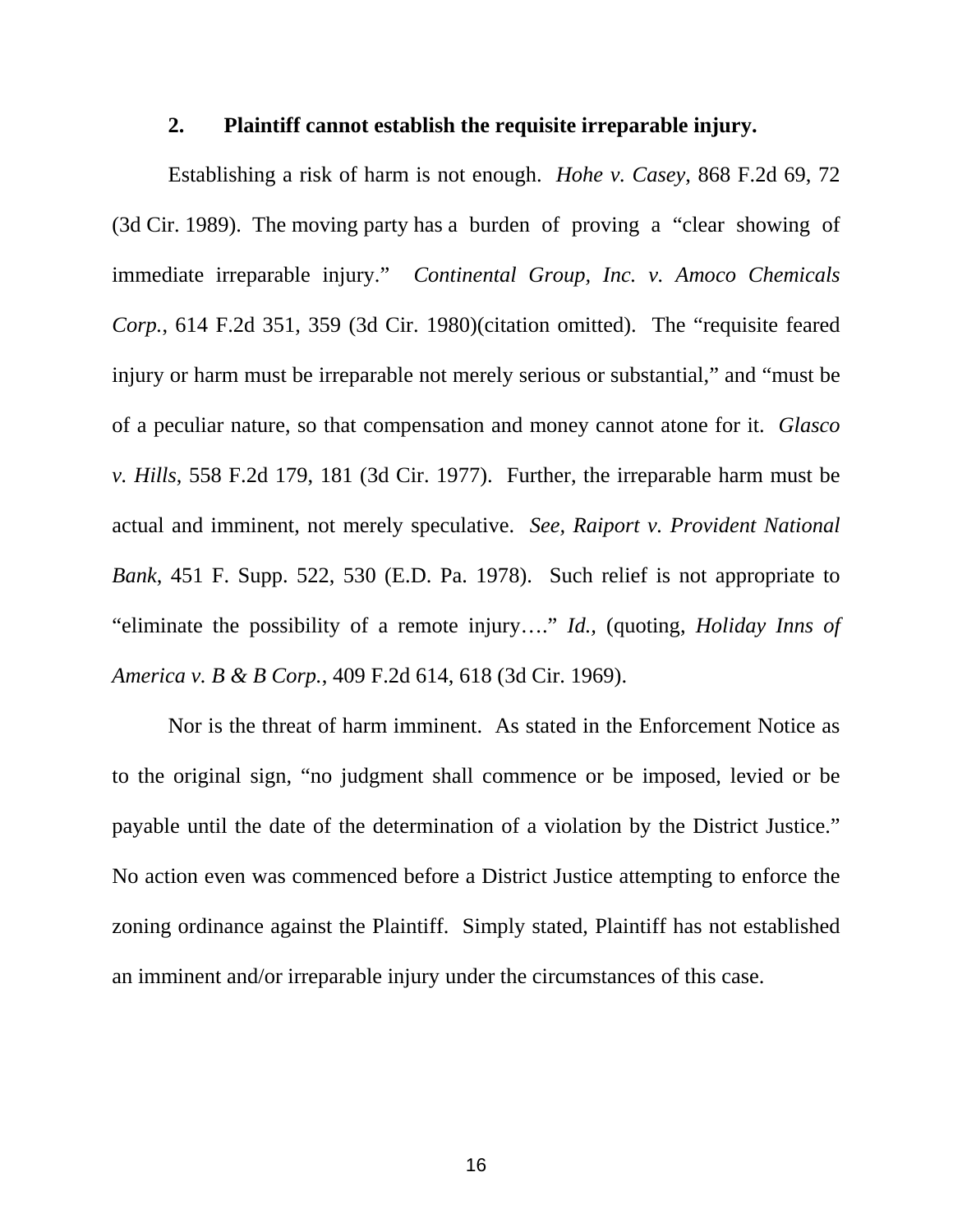### 2. Plaintiff cannot establish the requisite irreparable injury.

Establishing a risk of harm is not enough. *Hohe v. Casey*, 868 F.2d 69, 72 (3d Cir. 1989). The moving party has a burden of proving a "clear showing of immediate irreparable injury." *Continental Group, Inc. v. Amoco Chemicals Corp.*, 614 F.2d 351, 359 (3d Cir. 1980)(citation omitted). The "requisite feared injury or harm must be irreparable not merely serious or substantial," and "must be of a peculiar nature, so that compensation and money cannot atone for it. *Glasco v. Hills*, 558 F.2d 179, 181 (3d Cir. 1977). Further, the irreparable harm must be actual and imminent, not merely speculative. *See, Raiport v. Provident National Bank*, 451 F. Supp. 522, 530 (E.D. Pa. 1978). Such relief is not appropriate to "eliminate the possibility of a remote injury…." *Id.,* (quoting, *Holiday Inns of America v. B & B Corp.*, 409 F.2d 614, 618 (3d Cir. 1969).

Nor is the threat of harm imminent. As stated in the Enforcement Notice as to the original sign, "no judgment shall commence or be imposed, levied or be payable until the date of the determination of a violation by the District Justice." No action even was commenced before a District Justice attempting to enforce the zoning ordinance against the Plaintiff. Simply stated, Plaintiff has not established an imminent and/or irreparable injury under the circumstances of this case.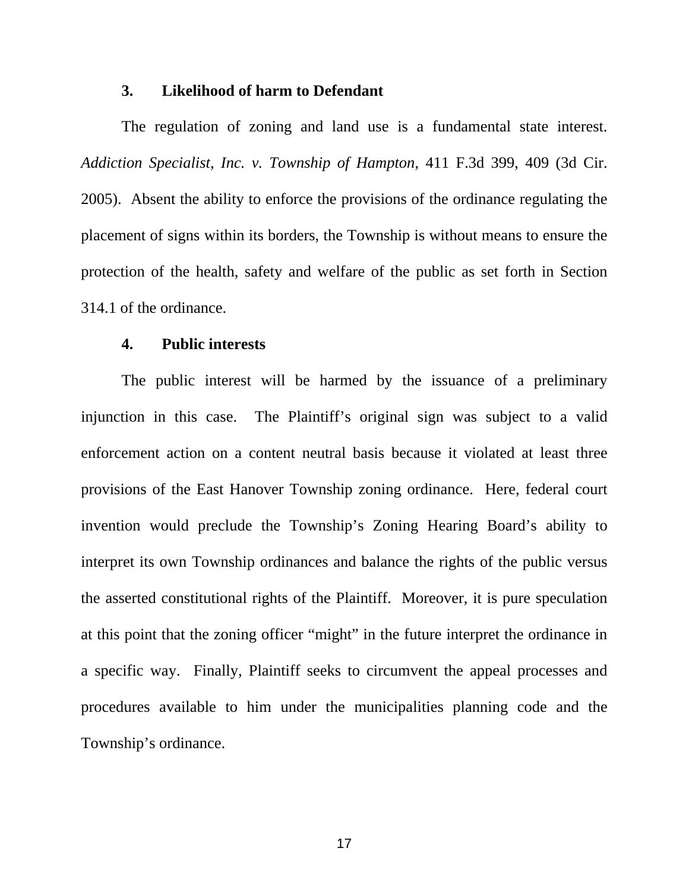### 3. Likelihood of harm to Defendant

The regulation of zoning and land use is a fundamental state interest. *Addiction Specialist, Inc. v. Township of Hampton*, 411 F.3d 399, 409 (3d Cir. 2005). Absent the ability to enforce the provisions of the ordinance regulating the placement of signs within its borders, the Township is without means to ensure the protection of the health, safety and welfare of the public as set forth in Section 314.1 of the ordinance.

### 4. Public interests

The public interest will be harmed by the issuance of a preliminary injunction in this case. The Plaintiff's original sign was subject to a valid enforcement action on a content neutral basis because it violated at least three provisions of the East Hanover Township zoning ordinance. Here, federal court invention would preclude the Township's Zoning Hearing Board's ability to interpret its own Township ordinances and balance the rights of the public versus the asserted constitutional rights of the Plaintiff. Moreover, it is pure speculation at this point that the zoning officer "might" in the future interpret the ordinance in a specific way. Finally, Plaintiff seeks to circumvent the appeal processes and procedures available to him under the municipalities planning code and the Township's ordinance.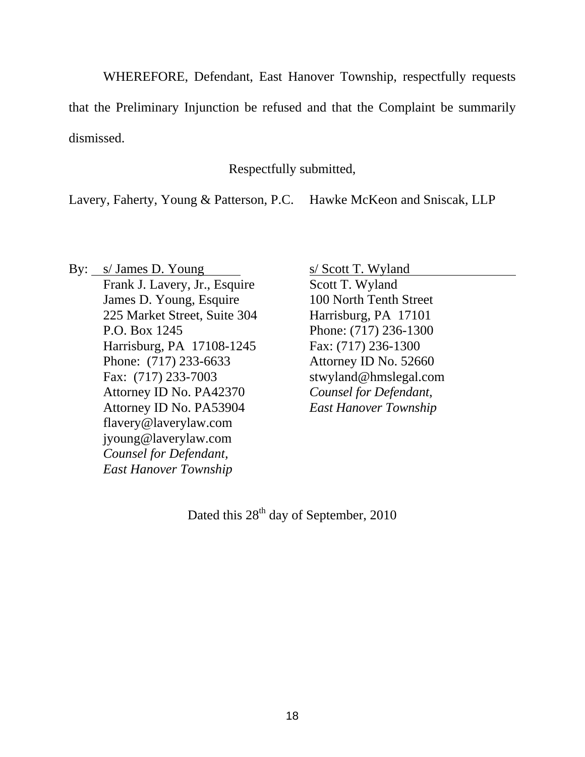WHEREFORE, Defendant, East Hanover Township, respectfully requests that the Preliminary Injunction be refused and that the Complaint be summarily dismissed.

Respectfully submitted,

Lavery, Faherty, Young & Patterson, P.C.

By: s/ James D. Young
Frank J. Lavery, Jr., Esquire
James D. Young, Esquire
225 Market Street, Suite 304
P.O. Box 1245
Harrisburg, PA 17108-1245
Phone: (717) 233-6633
Fax: (717) 233-7003
Attorney ID No. PA42370
Attorney ID No. PA53904
flavery@laverylaw.com
jyoung@laverylaw.com
*Counsel for Defendant,*
*East Hanover Township*

Hawke McKeon and Sniscak, LLP

s/ Scott T. Wyland
Scott T. Wyland
100 North Tenth Street
Harrisburg, PA 17101
Phone: (717) 236-1300
Fax: (717) 236-1300
Attorney ID No. 52660
stwyland@hmslegal.com
*Counsel for Defendant,*
*East Hanover Township*

Dated this 28th day of September, 2010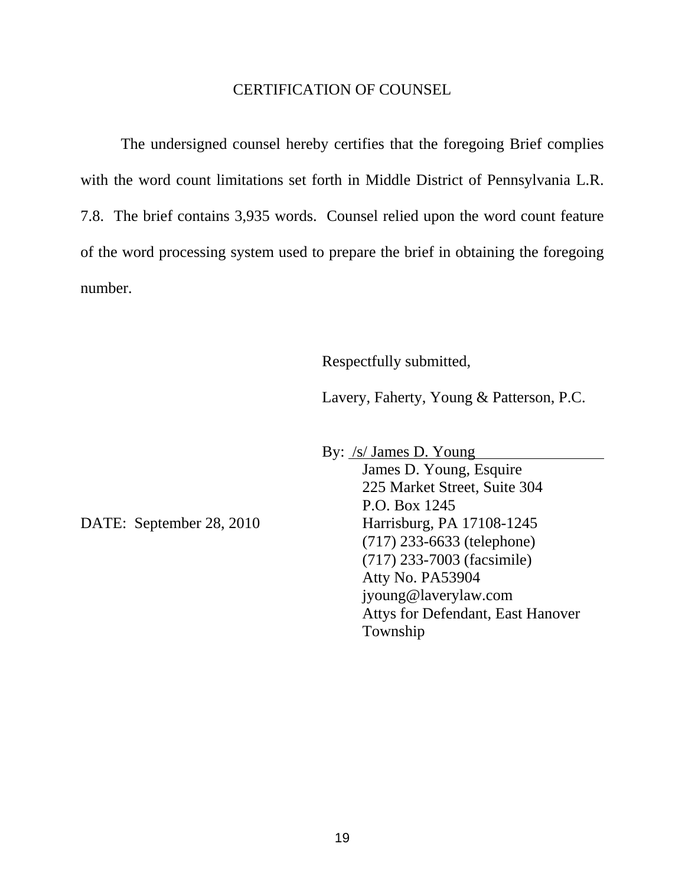# CERTIFICATION OF COUNSEL

The undersigned counsel hereby certifies that the foregoing Brief complies with the word count limitations set forth in Middle District of Pennsylvania L.R. 7.8. The brief contains 3,935 words. Counsel relied upon the word count feature of the word processing system used to prepare the brief in obtaining the foregoing number.

Respectfully submitted,

Lavery, Faherty, Young & Patterson, P.C.

By: /s/ James D. Young
James D. Young, Esquire
225 Market Street, Suite 304
P.O. Box 1245
Harrisburg, PA 17108-1245
(717) 233-6633 (telephone)
(717) 233-7003 (facsimile)
Atty No. PA53904
jyoung@laverylaw.com
Attys for Defendant, East Hanover Township

DATE: September 28, 2010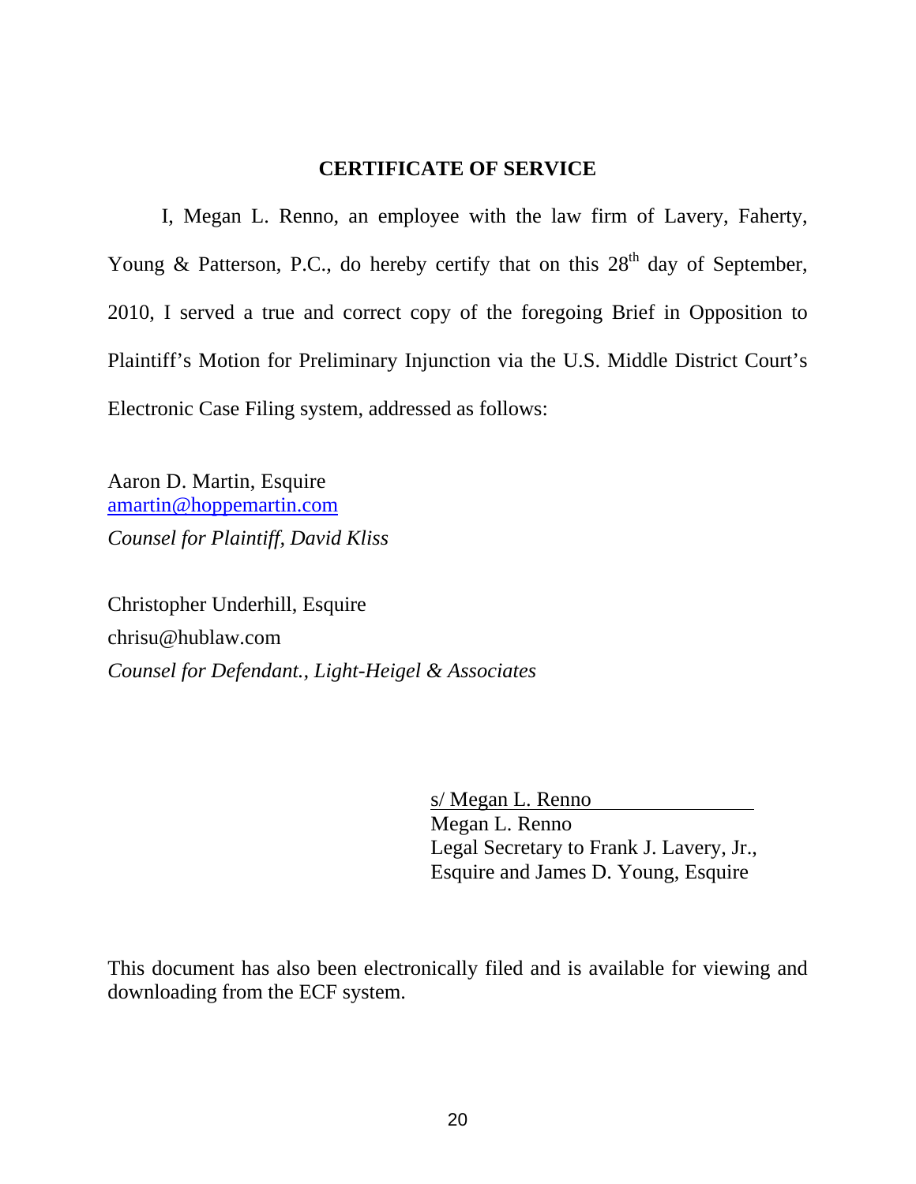## CERTIFICATE OF SERVICE

I, Megan L. Renno, an employee with the law firm of Lavery, Faherty, Young & Patterson, P.C., do hereby certify that on this 28th day of September, 2010, I served a true and correct copy of the foregoing Brief in Opposition to Plaintiff's Motion for Preliminary Injunction via the U.S. Middle District Court's Electronic Case Filing system, addressed as follows:

Aaron D. Martin, Esquire
amartin@hoppemartin.com
*Counsel for Plaintiff, David Kliss*

Christopher Underhill, Esquire
chrisu@hublaw.com
*Counsel for Defendant., Light-Heigel & Associates*

s/ Megan L. Renno
Megan L. Renno
Legal Secretary to Frank J. Lavery, Jr., Esquire and James D. Young, Esquire

This document has also been electronically filed and is available for viewing and downloading from the ECF system.